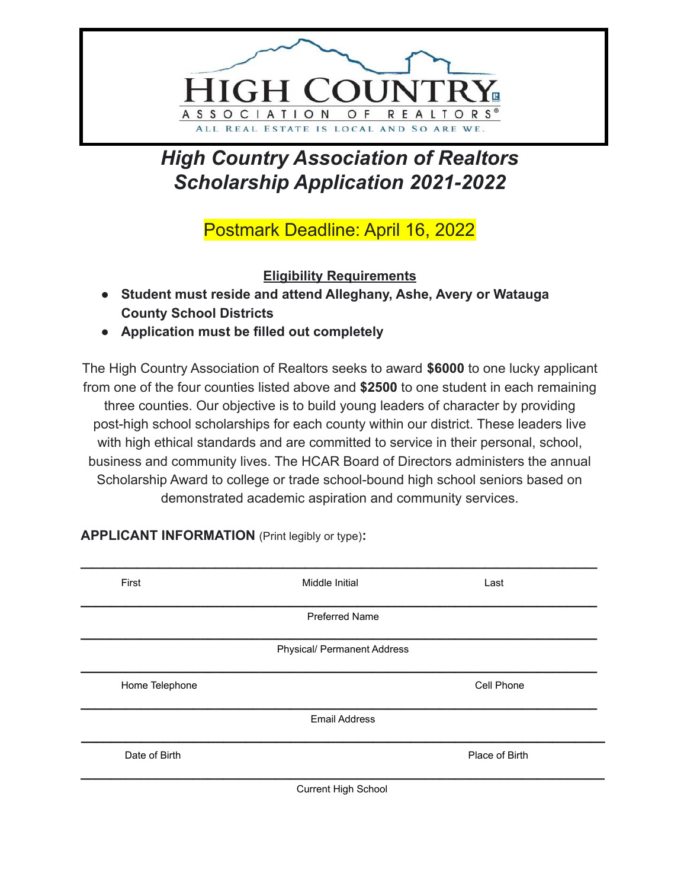HIGH COUNTRY

ASSOCIATION OF REALTORS®

ALL REAL ESTATE IS LOCAL AND SO ARE WE.

# *High Country Association of Realtors Scholarship Application 2021-2022*

Postmark Deadline: April 16, 2022

**Eligibility Requirements**

- **Student must reside and attend Alleghany, Ashe, Avery or Watauga County School Districts**
- **Application must be filled out completely**

The High Country Association of Realtors seeks to award **$6000** to one lucky applicant from one of the four counties listed above and **$2500** to one student in each remaining three counties. Our objective is to build young leaders of character by providing post-high school scholarships for each county within our district. These leaders live with high ethical standards and are committed to service in their personal, school, business and community lives. The HCAR Board of Directors administers the annual Scholarship Award to college or trade school-bound high school seniors based on demonstrated academic aspiration and community services.

**APPLICANT INFORMATION** (Print legibly or type)**:**

___________________________________________________________

First                    Middle Initial                    Last

___________________________________________________________

Preferred Name

___________________________________________________________

Physical/ Permanent Address

___________________________________________________________

Home Telephone                    Cell Phone

___________________________________________________________

Email Address

___________________________________________________________

Date of Birth                    Place of Birth

___________________________________________________________

Current High School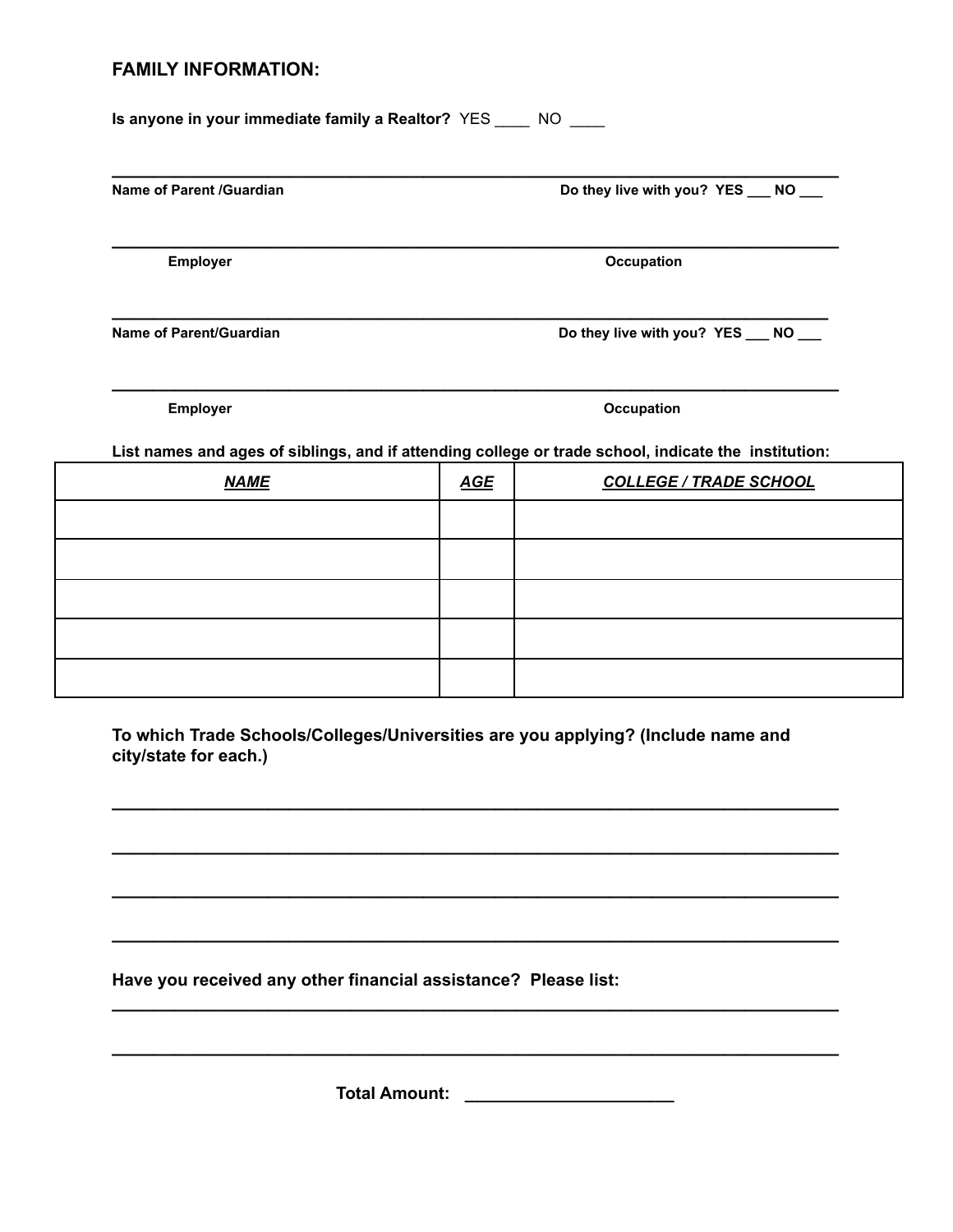## FAMILY INFORMATION:

**Is anyone in your immediate family a Realtor?** YES ____ NO ____

______________________________________________________________________________

**Name of Parent /Guardian** **Do they live with you? YES ___ NO ___**

______________________________________________________________________________

**Employer** **Occupation**

______________________________________________________________________________

**Name of Parent/Guardian** **Do they live with you? YES ___ NO ___**

______________________________________________________________________________

**Employer** **Occupation**

**List names and ages of siblings, and if attending college or trade school, indicate the institution:**

| ***NAME*** | ***AGE*** | ***COLLEGE / TRADE SCHOOL*** |
|---|---|---|
| | | |
| | | |
| | | |
| | | |
| | | |

**To which Trade Schools/Colleges/Universities are you applying? (Include name and city/state for each.)**

______________________________________________________________________________

______________________________________________________________________________

______________________________________________________________________________

______________________________________________________________________________

**Have you received any other financial assistance? Please list:**

______________________________________________________________________________

______________________________________________________________________________

**Total Amount:** ______________________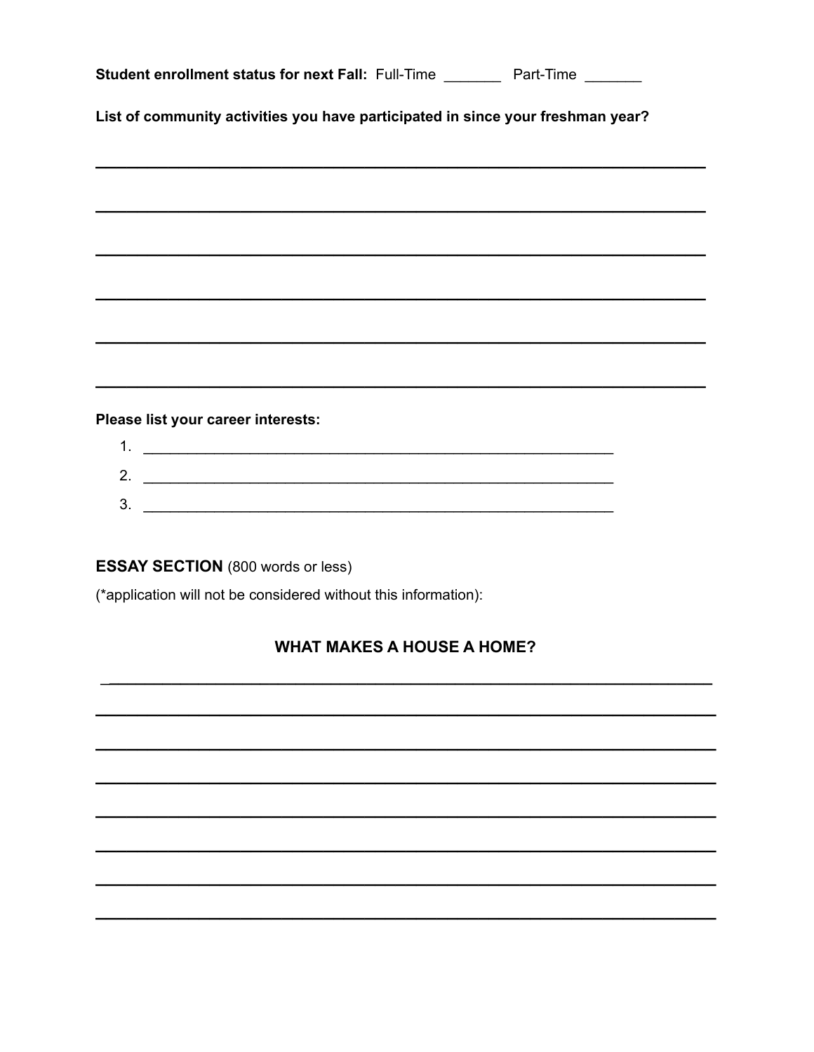**Student enrollment status for next Fall:** Full-Time _______ Part-Time _______

**List of community activities you have participated in since your freshman year?**

______________________________________________________________________

______________________________________________________________________

______________________________________________________________________

______________________________________________________________________

______________________________________________________________________

______________________________________________________________________

**Please list your career interests:**

1. ____________________________________________________________
2. ____________________________________________________________
3. ____________________________________________________________

## ESSAY SECTION (800 words or less)

(*application will not be considered without this information):

### WHAT MAKES A HOUSE A HOME?

______________________________________________________________________

______________________________________________________________________

______________________________________________________________________

______________________________________________________________________

______________________________________________________________________

______________________________________________________________________

______________________________________________________________________

______________________________________________________________________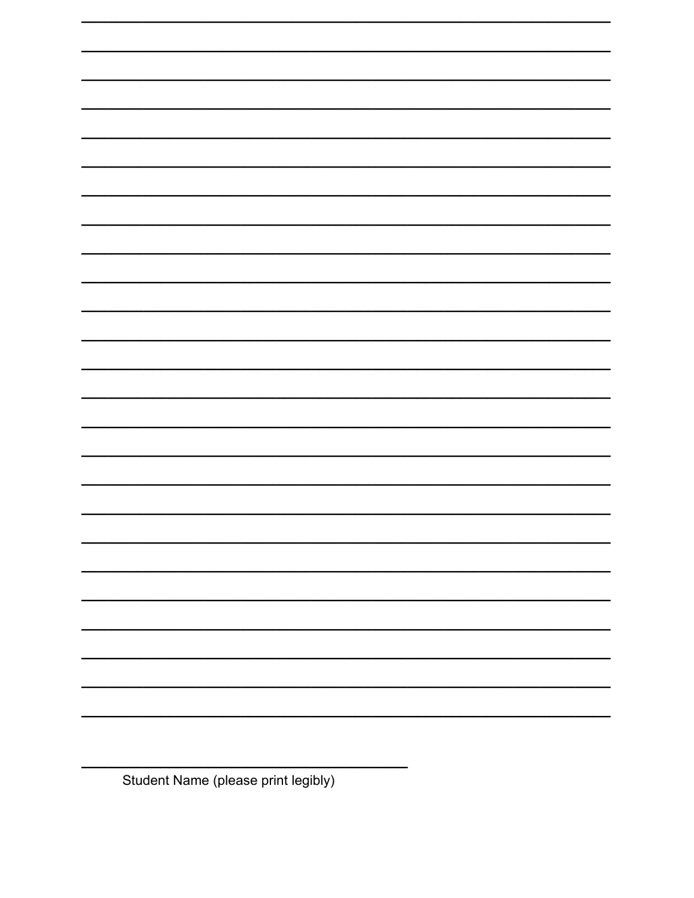________________________________________________________________________________

________________________________________________________________________________

________________________________________________________________________________

________________________________________________________________________________

________________________________________________________________________________

________________________________________________________________________________

________________________________________________________________________________

________________________________________________________________________________

________________________________________________________________________________

________________________________________________________________________________

________________________________________________________________________________

________________________________________________________________________________

________________________________________________________________________________

________________________________________________________________________________

________________________________________________________________________________

________________________________________________________________________________

________________________________________________________________________________

________________________________________________________________________________

________________________________________________________________________________

________________________________________________________________________________

________________________________________________________________________________

________________________________________________________________________________

________________________________________________________________________________

________________________________________________________________________________

________________________________________________________________________________

____________________________________________

Student Name (please print legibly)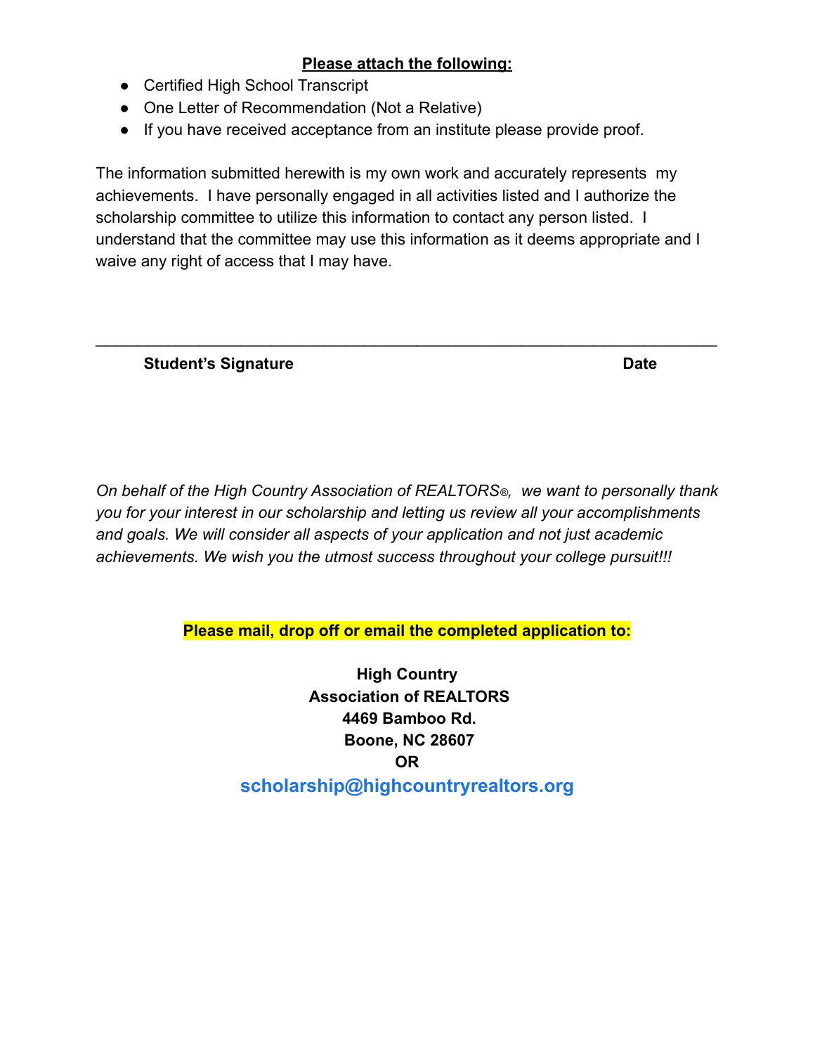**<u>Please attach the following:</u>**

- Certified High School Transcript
- One Letter of Recommendation (Not a Relative)
- If you have received acceptance from an institute please provide proof.

The information submitted herewith is my own work and accurately represents my achievements. I have personally engaged in all activities listed and I authorize the scholarship committee to utilize this information to contact any person listed. I understand that the committee may use this information as it deems appropriate and I waive any right of access that I may have.

\_\_\_\_\_\_\_\_\_\_\_\_\_\_\_\_\_\_\_\_\_\_\_\_\_\_\_\_\_\_\_\_\_\_\_\_\_\_\_\_\_\_\_\_\_\_\_\_\_\_\_\_\_\_\_\_\_\_\_\_\_\_\_\_

**Student's Signature** **Date**

*On behalf of the High Country Association of REALTORS®, we want to personally thank you for your interest in our scholarship and letting us review all your accomplishments and goals. We will consider all aspects of your application and not just academic achievements. We wish you the utmost success throughout your college pursuit!!!*

**Please mail, drop off or email the completed application to:**

**High Country**
**Association of REALTORS**
**4469 Bamboo Rd.**
**Boone, NC 28607**
**OR**
**scholarship@highcountryrealtors.org**